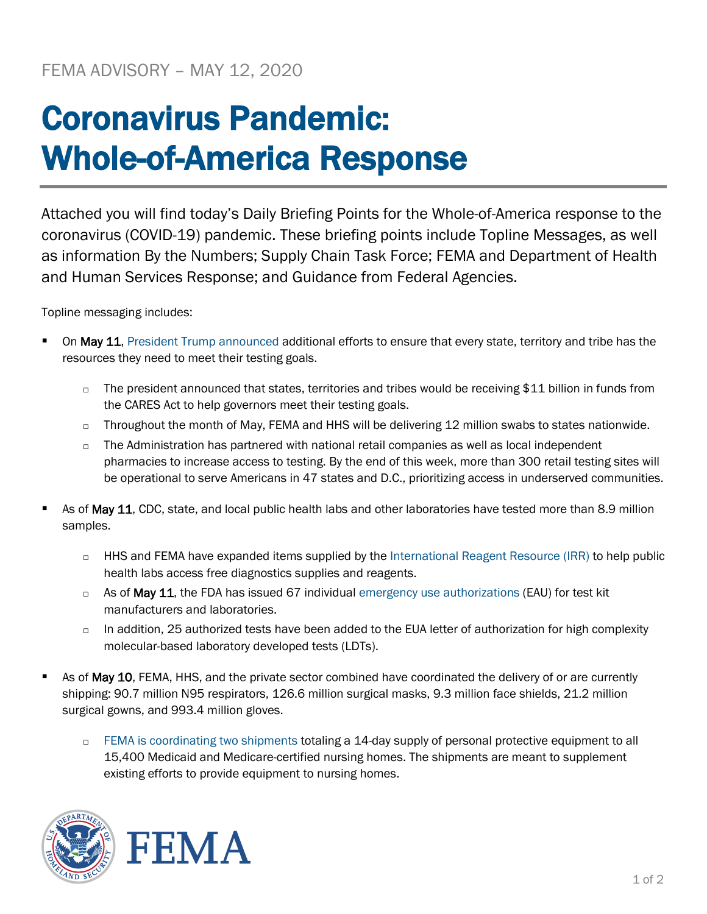FEMA ADVISORY – MAY 12, 2020

# Coronavirus Pandemic: Whole-of-America Response

Attached you will find today's Daily Briefing Points for the Whole-of-America response to the coronavirus (COVID-19) pandemic. These briefing points include Topline Messages, as well as information By the Numbers; Supply Chain Task Force; FEMA and Department of Health and Human Services Response; and Guidance from Federal Agencies.

Topline messaging includes:

- On **May 11**, President Trump announced additional efforts to ensure that every state, territory and tribe has the resources they need to meet their testing goals.
  - The president announced that states, territories and tribes would be receiving $11 billion in funds from the CARES Act to help governors meet their testing goals.
  - Throughout the month of May, FEMA and HHS will be delivering 12 million swabs to states nationwide.
  - The Administration has partnered with national retail companies as well as local independent pharmacies to increase access to testing. By the end of this week, more than 300 retail testing sites will be operational to serve Americans in 47 states and D.C., prioritizing access in underserved communities.
- As of **May 11**, CDC, state, and local public health labs and other laboratories have tested more than 8.9 million samples.
  - HHS and FEMA have expanded items supplied by the International Reagent Resource (IRR) to help public health labs access free diagnostics supplies and reagents.
  - As of **May 11**, the FDA has issued 67 individual emergency use authorizations (EAU) for test kit manufacturers and laboratories.
  - In addition, 25 authorized tests have been added to the EUA letter of authorization for high complexity molecular-based laboratory developed tests (LDTs).
- As of **May 10**, FEMA, HHS, and the private sector combined have coordinated the delivery of or are currently shipping: 90.7 million N95 respirators, 126.6 million surgical masks, 9.3 million face shields, 21.2 million surgical gowns, and 993.4 million gloves.
  - FEMA is coordinating two shipments totaling a 14-day supply of personal protective equipment to all 15,400 Medicaid and Medicare-certified nursing homes. The shipments are meant to supplement existing efforts to provide equipment to nursing homes.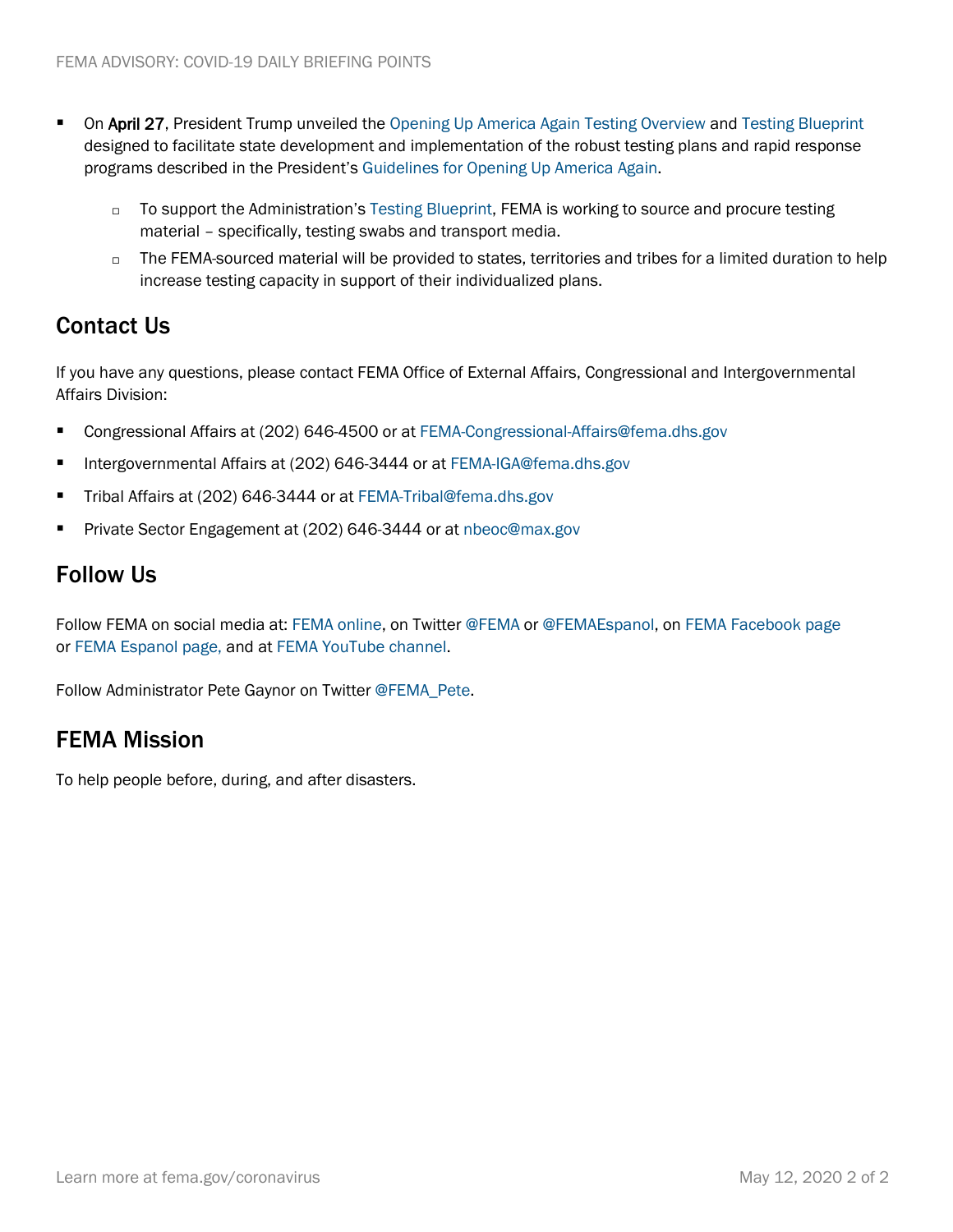- On **April 27**, President Trump unveiled the Opening Up America Again Testing Overview and Testing Blueprint designed to facilitate state development and implementation of the robust testing plans and rapid response programs described in the President's Guidelines for Opening Up America Again.
  - To support the Administration's Testing Blueprint, FEMA is working to source and procure testing material – specifically, testing swabs and transport media.
  - The FEMA-sourced material will be provided to states, territories and tribes for a limited duration to help increase testing capacity in support of their individualized plans.

## Contact Us

If you have any questions, please contact FEMA Office of External Affairs, Congressional and Intergovernmental Affairs Division:

- Congressional Affairs at (202) 646-4500 or at FEMA-Congressional-Affairs@fema.dhs.gov
- Intergovernmental Affairs at (202) 646-3444 or at FEMA-IGA@fema.dhs.gov
- Tribal Affairs at (202) 646-3444 or at FEMA-Tribal@fema.dhs.gov
- Private Sector Engagement at (202) 646-3444 or at nbeoc@max.gov

## Follow Us

Follow FEMA on social media at: FEMA online, on Twitter @FEMA or @FEMAEspanol, on FEMA Facebook page or FEMA Espanol page, and at FEMA YouTube channel.

Follow Administrator Pete Gaynor on Twitter @FEMA_Pete.

## FEMA Mission

To help people before, during, and after disasters.